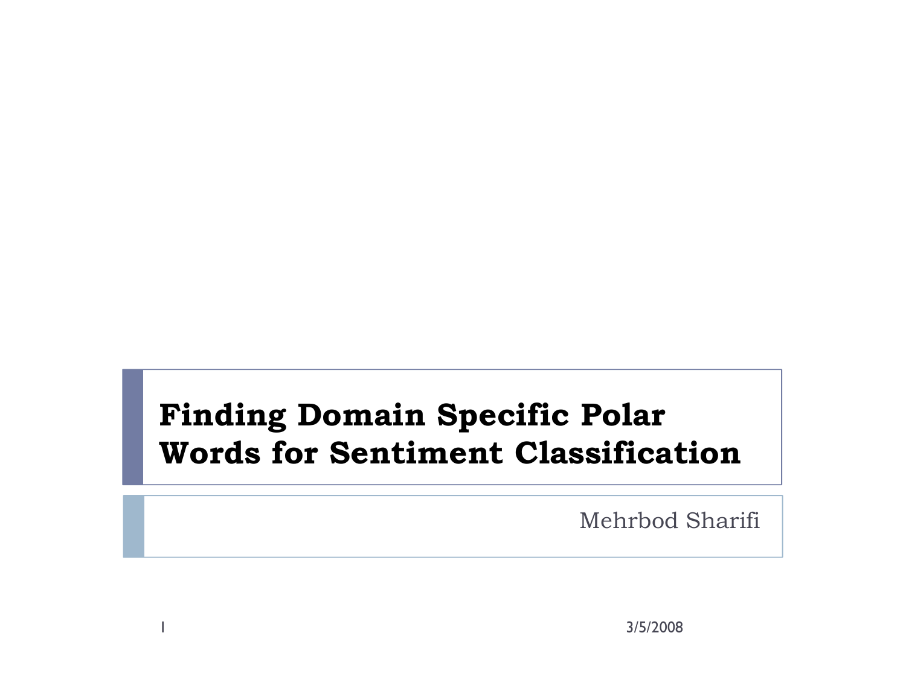# Finding Domain Specific Polar Words for Sentiment Classification

Mehrbod Sharifi

3/5/2008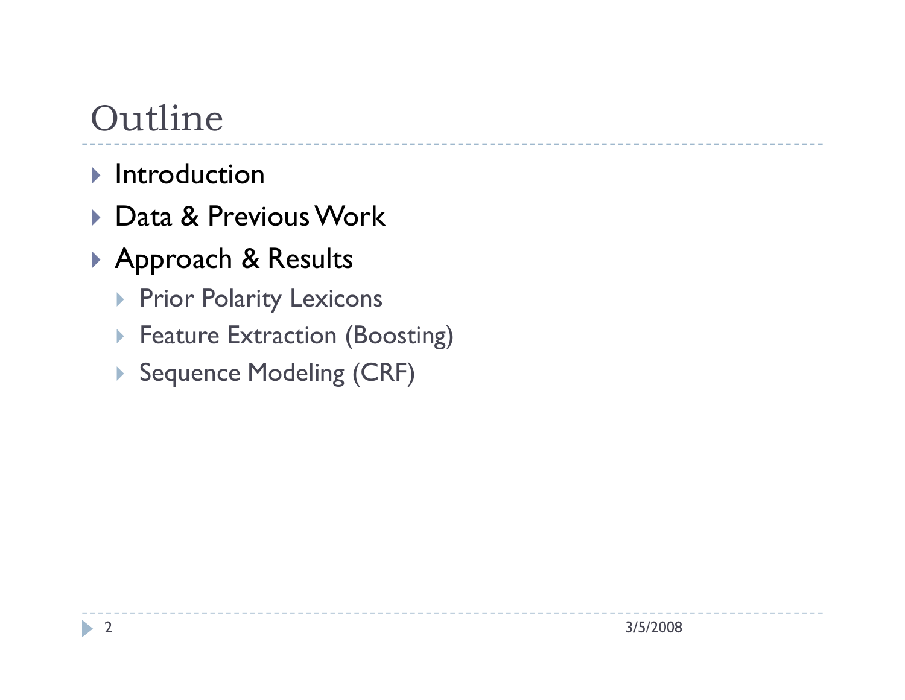# Outline

- Introduction
- Data & Previous Work
- Approach & Results
  - Prior Polarity Lexicons
  - Feature Extraction (Boosting)
  - Sequence Modeling (CRF)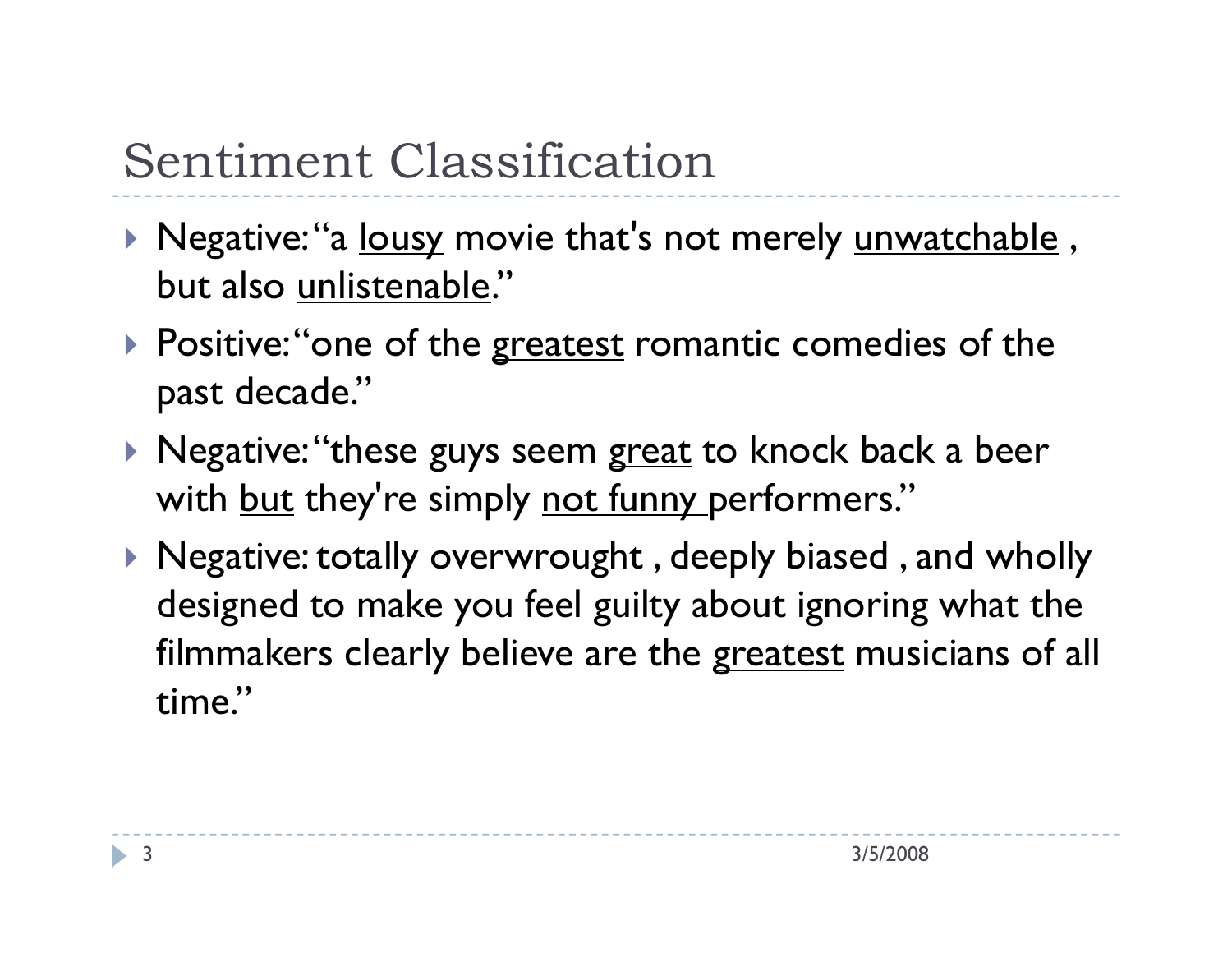# Sentiment Classification

- Negative: "a <u>lousy</u> movie that's not merely <u>unwatchable</u> , but also <u>unlistenable</u>."
- Positive: "one of the <u>greatest</u> romantic comedies of the past decade."
- Negative: "these guys seem <u>great</u> to knock back a beer with <u>but</u> they're simply <u>not funny</u> performers."
- Negative: totally overwrought , deeply biased , and wholly designed to make you feel guilty about ignoring what the filmmakers clearly believe are the <u>greatest</u> musicians of all time."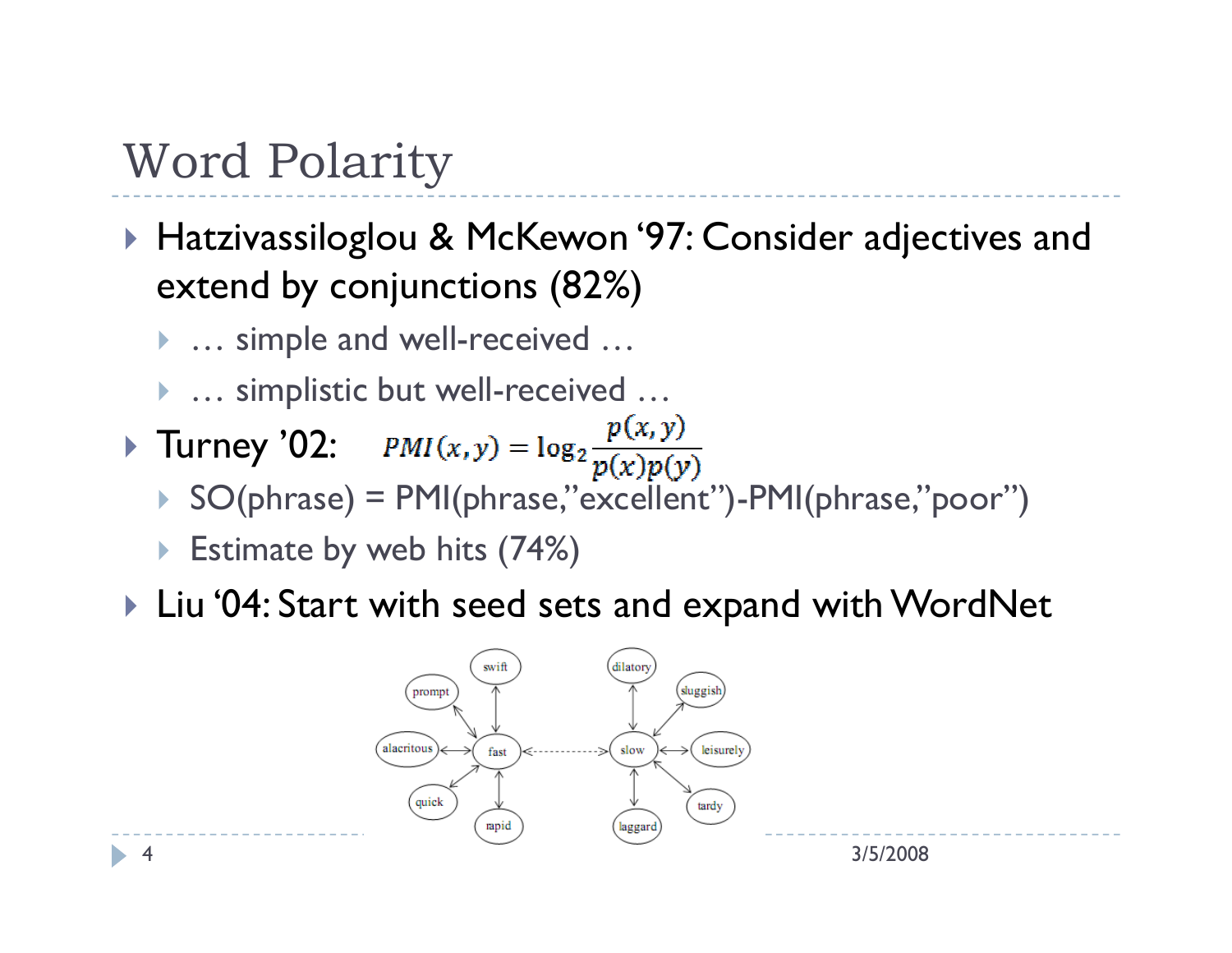# Word Polarity

- Hatzivassiloglou & McKewon '97: Consider adjectives and extend by conjunctions (82%)
  - … simple and well-received …
  - … simplistic but well-received …
- Turney '02: $PMI(x,y) = \log_2 \frac{p(x,y)}{p(x)p(y)}$
  - SO(phrase) = PMI(phrase,"excellent")-PMI(phrase,"poor")
  - Estimate by web hits (74%)
- Liu '04: Start with seed sets and expand with WordNet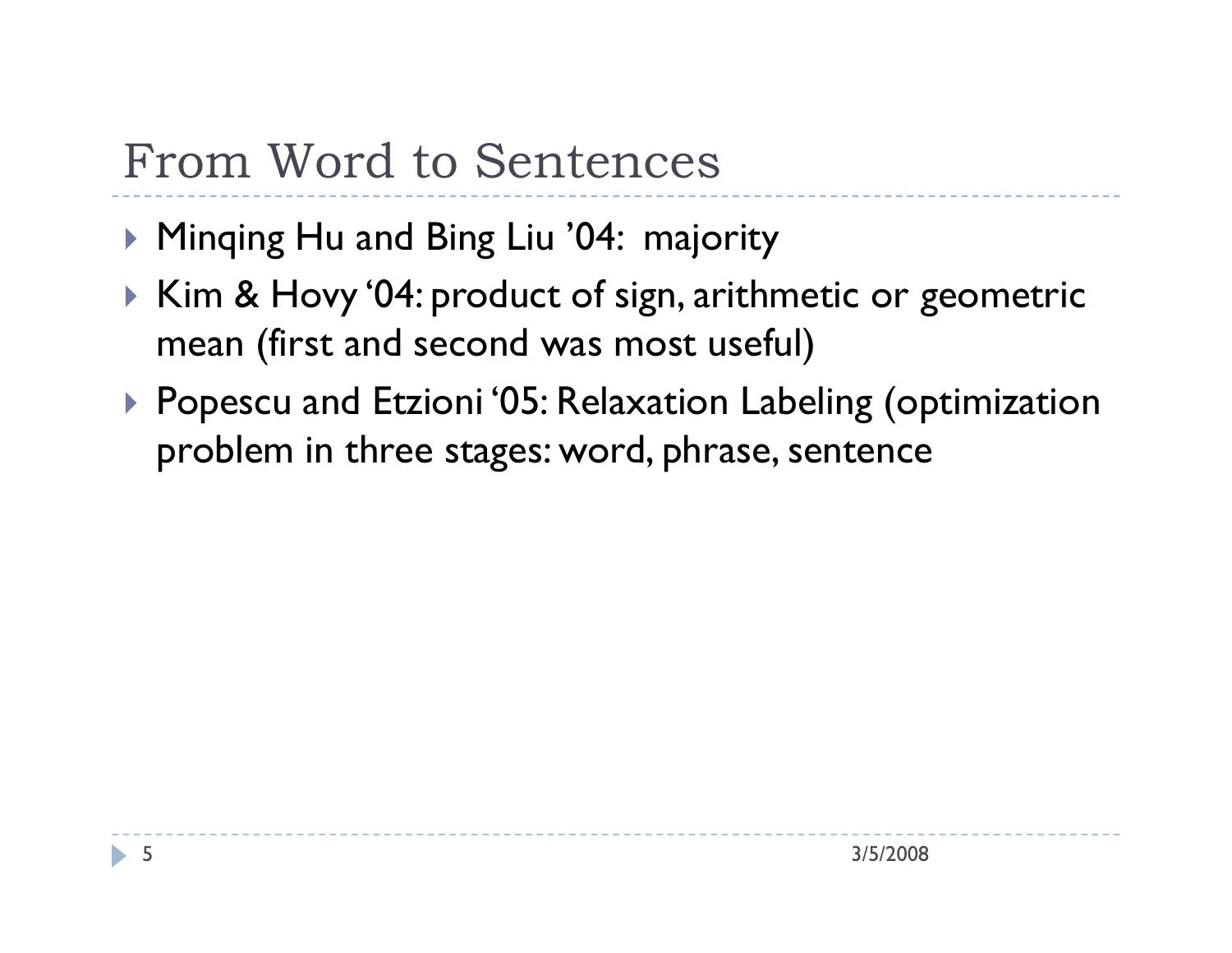# From Word to Sentences

- Minqing Hu and Bing Liu ’04: majority
- Kim & Hovy ‘04: product of sign, arithmetic or geometric mean (first and second was most useful)
- Popescu and Etzioni ‘05: Relaxation Labeling (optimization problem in three stages: word, phrase, sentence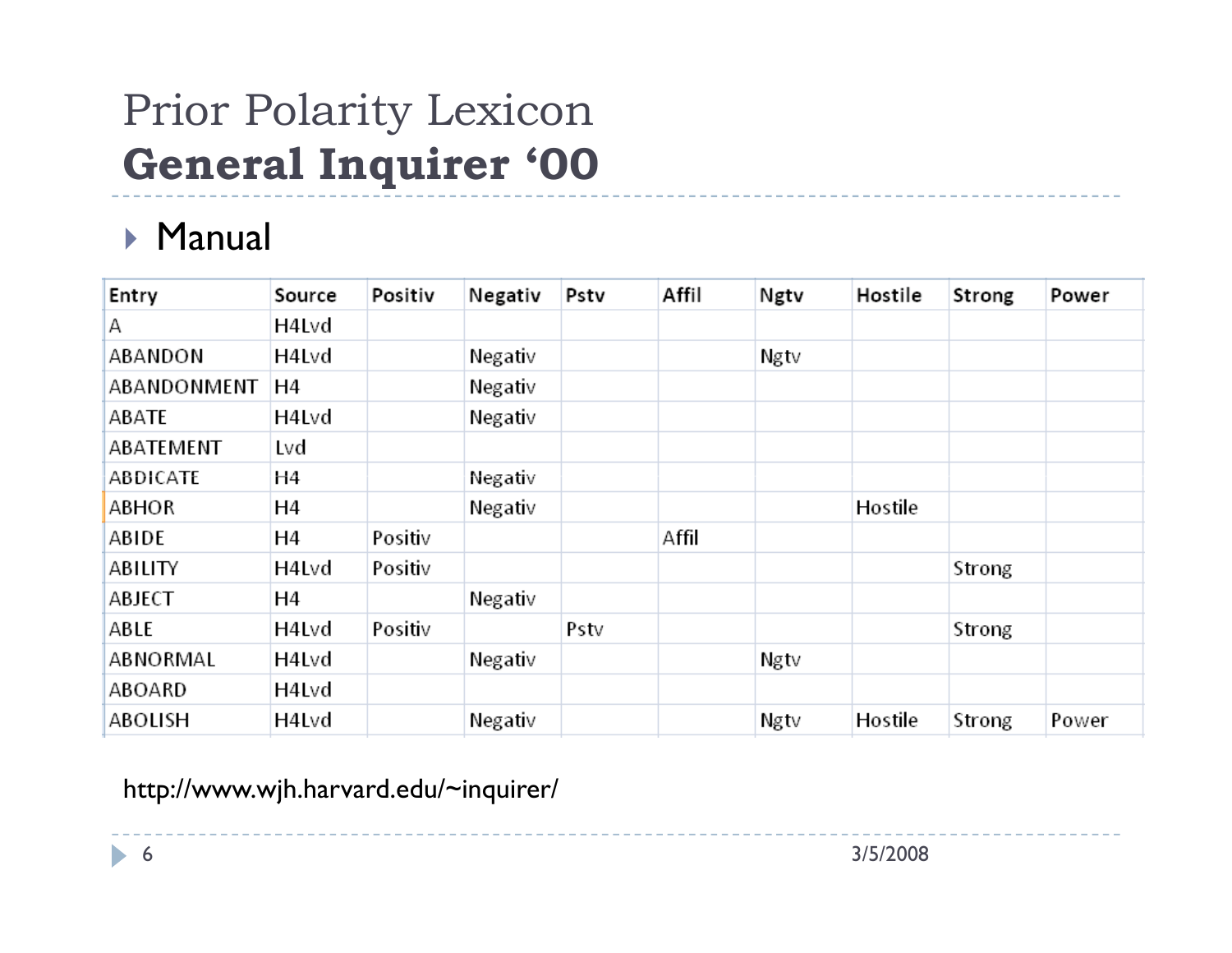# Prior Polarity Lexicon

## General Inquirer '00

- Manual

| Entry | Source | Positiv | Negativ | Pstv | Affil | Ngtv | Hostile | Strong | Power |
|---|---|---|---|---|---|---|---|---|---|
| A | H4Lvd | | | | | | | | |
| ABANDON | H4Lvd | | Negativ | | | Ngtv | | | |
| ABANDONMENT | H4 | | Negativ | | | | | | |
| ABATE | H4Lvd | | Negativ | | | | | | |
| ABATEMENT | Lvd | | | | | | | | |
| ABDICATE | H4 | | Negativ | | | | | | |
| ABHOR | H4 | | Negativ | | | | Hostile | | |
| ABIDE | H4 | Positiv | | | Affil | | | | |
| ABILITY | H4Lvd | Positiv | | | | | | Strong | |
| ABJECT | H4 | | Negativ | | | | | | |
| ABLE | H4Lvd | Positiv | | Pstv | | | | Strong | |
| ABNORMAL | H4Lvd | | Negativ | | | Ngtv | | | |
| ABOARD | H4Lvd | | | | | | | | |
| ABOLISH | H4Lvd | | Negativ | | | Ngtv | Hostile | Strong | Power |

http://www.wjh.harvard.edu/~inquirer/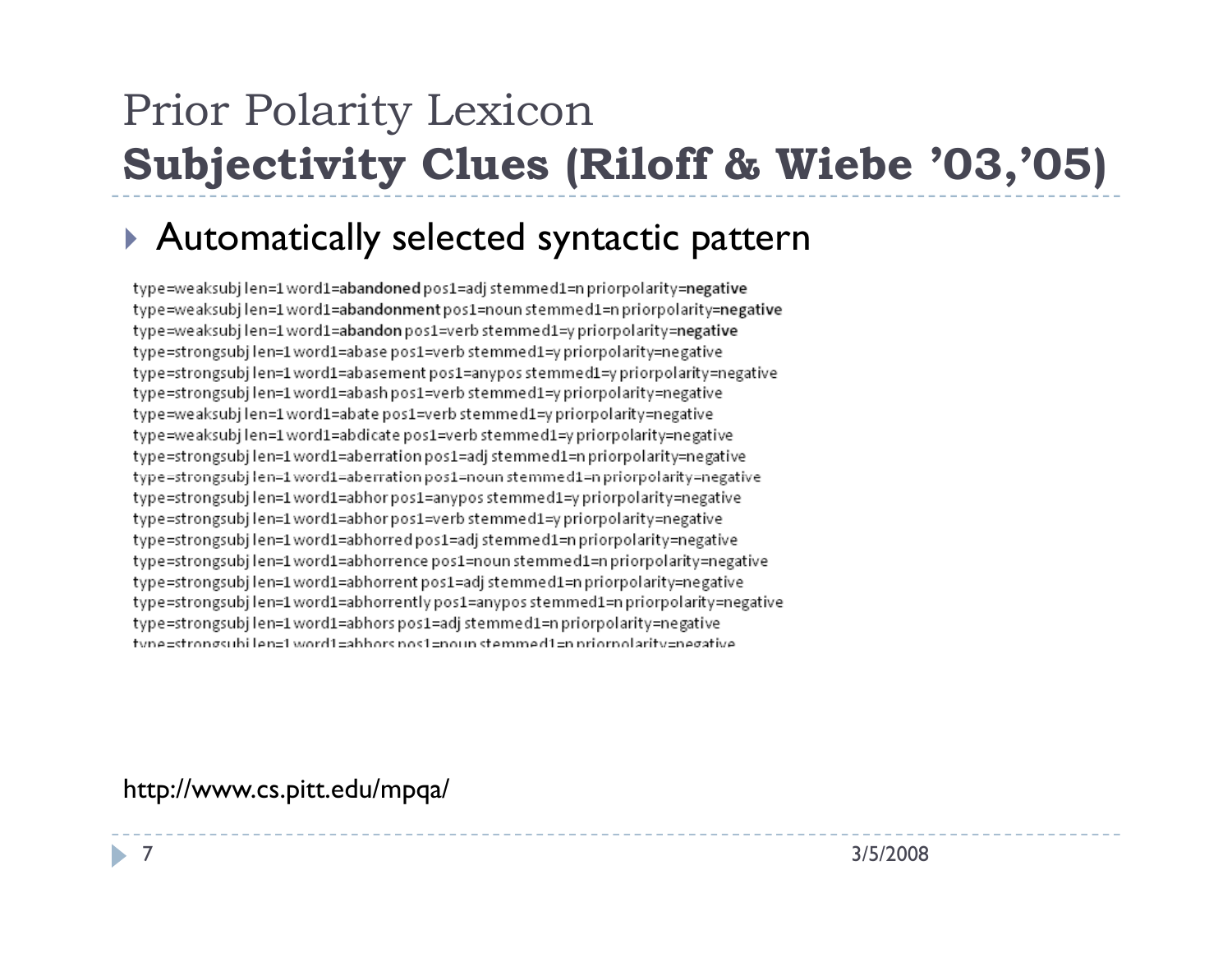# Prior Polarity Lexicon
## **Subjectivity Clues (Riloff & Wiebe '03,'05)**

- Automatically selected syntactic pattern

```
type=weaksubj len=1 word1=abandoned pos1=adj stemmed1=n priorpolarity=negative
type=weaksubj len=1 word1=abandonment pos1=noun stemmed1=n priorpolarity=negative
type=weaksubj len=1 word1=abandon pos1=verb stemmed1=y priorpolarity=negative
type=strongsubj len=1 word1=abase pos1=verb stemmed1=y priorpolarity=negative
type=strongsubj len=1 word1=abasement pos1=anypos stemmed1=y priorpolarity=negative
type=strongsubj len=1 word1=abash pos1=verb stemmed1=y priorpolarity=negative
type=weaksubj len=1 word1=abate pos1=verb stemmed1=y priorpolarity=negative
type=weaksubj len=1 word1=abdicate pos1=verb stemmed1=y priorpolarity=negative
type=strongsubj len=1 word1=aberration pos1=adj stemmed1=n priorpolarity=negative
type=strongsubj len=1 word1=aberration pos1=noun stemmed1=n priorpolarity=negative
type=strongsubj len=1 word1=abhor pos1=anypos stemmed1=y priorpolarity=negative
type=strongsubj len=1 word1=abhor pos1=verb stemmed1=y priorpolarity=negative
type=strongsubj len=1 word1=abhorred pos1=adj stemmed1=n priorpolarity=negative
type=strongsubj len=1 word1=abhorrence pos1=noun stemmed1=n priorpolarity=negative
type=strongsubj len=1 word1=abhorrent pos1=adj stemmed1=n priorpolarity=negative
type=strongsubj len=1 word1=abhorrently pos1=anypos stemmed1=n priorpolarity=negative
type=strongsubj len=1 word1=abhors pos1=adj stemmed1=n priorpolarity=negative
type=strongsubj len=1 word1=abhors pos1=noun stemmed1=n priorpolarity=negative
```

http://www.cs.pitt.edu/mpqa/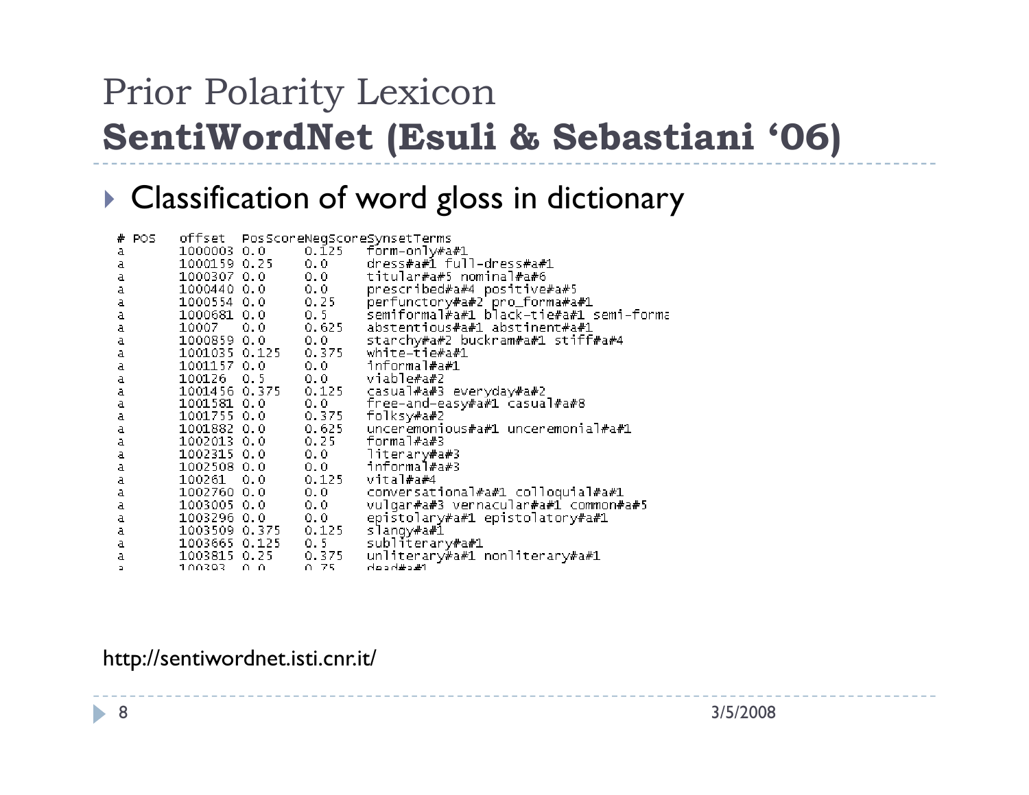# Prior Polarity Lexicon
## **SentiWordNet (Esuli & Sebastiani '06)**

- Classification of word gloss in dictionary

| # POS | offset | PosScore | NegScore | SynsetTerms |
|---|---|---|---|---|
| a | 1000003 | 0.0 | 0.125 | form-only#a#1 |
| a | 1000159 | 0.25 | 0.0 | dress#a#1 full-dress#a#1 |
| a | 1000307 | 0.0 | 0.0 | titular#a#5 nominal#a#6 |
| a | 1000440 | 0.0 | 0.0 | prescribed#a#4 positive#a#5 |
| a | 1000554 | 0.0 | 0.25 | perfunctory#a#2 pro_forma#a#1 |
| a | 1000681 | 0.0 | 0.5 | semiformal#a#1 black-tie#a#1 semi-forma |
| a | 10007 | 0.0 | 0.625 | abstentious#a#1 abstinent#a#1 |
| a | 1000859 | 0.0 | 0.0 | starchy#a#2 buckram#a#1 stiff#a#4 |
| a | 1001035 | 0.125 | 0.375 | white-tie#a#1 |
| a | 1001157 | 0.0 | 0.0 | informal#a#1 |
| a | 100126 | 0.5 | 0.0 | viable#a#2 |
| a | 1001456 | 0.375 | 0.125 | casual#a#3 everyday#a#2 |
| a | 1001581 | 0.0 | 0.0 | free-and-easy#a#1 casual#a#8 |
| a | 1001755 | 0.0 | 0.375 | folksy#a#2 |
| a | 1001882 | 0.0 | 0.625 | unceremonious#a#1 unceremonial#a#1 |
| a | 1002013 | 0.0 | 0.25 | formal#a#3 |
| a | 1002315 | 0.0 | 0.0 | literary#a#3 |
| a | 1002508 | 0.0 | 0.0 | informal#a#3 |
| a | 100261 | 0.0 | 0.125 | vital#a#4 |
| a | 1002760 | 0.0 | 0.0 | conversational#a#1 colloquial#a#1 |
| a | 1003005 | 0.0 | 0.0 | vulgar#a#3 vernacular#a#1 common#a#5 |
| a | 1003296 | 0.0 | 0.0 | epistolary#a#1 epistolatory#a#1 |
| a | 1003509 | 0.375 | 0.125 | slangy#a#1 |
| a | 1003665 | 0.125 | 0.5 | subliterary#a#1 |
| a | 1003815 | 0.25 | 0.375 | unliterary#a#1 nonliterary#a#1 |
| a | 100393 | 0.0 | 0.75 | dead#a#1 |

http://sentiwordnet.isti.cnr.it/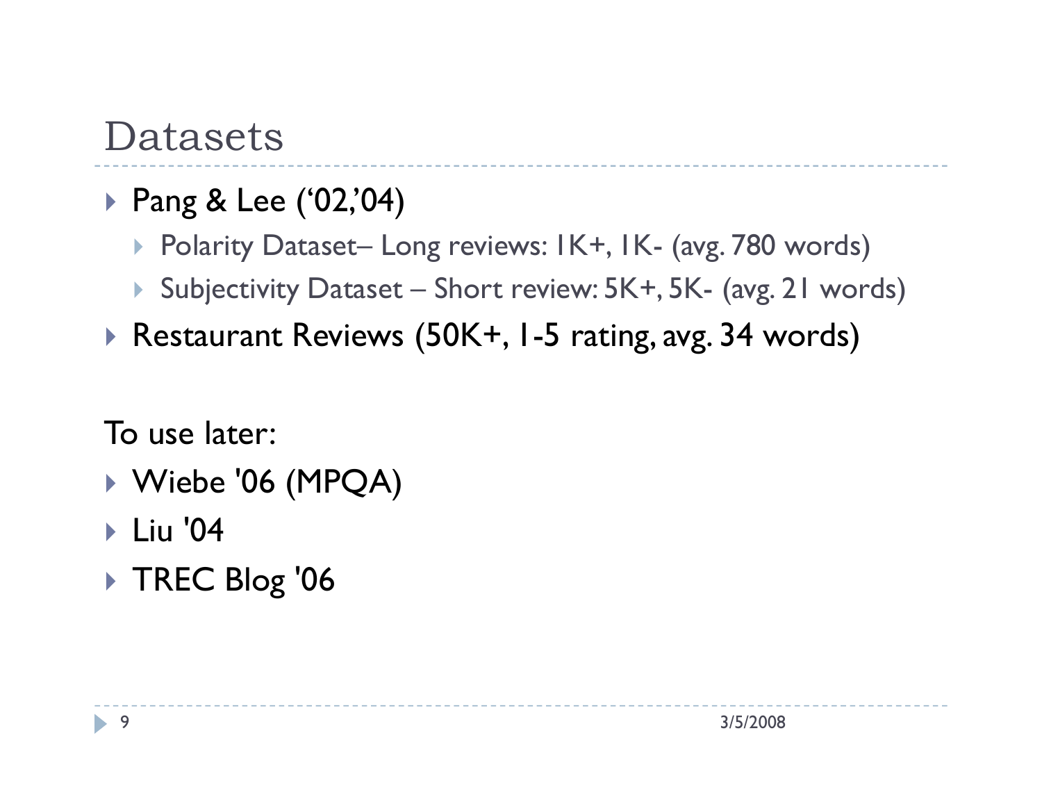# Datasets

- Pang & Lee ('02,'04)
  - Polarity Dataset– Long reviews: 1K+, 1K- (avg. 780 words)
  - Subjectivity Dataset – Short review: 5K+, 5K- (avg. 21 words)
- Restaurant Reviews (50K+, 1-5 rating, avg. 34 words)

To use later:

- Wiebe '06 (MPQA)
- Liu '04
- TREC Blog '06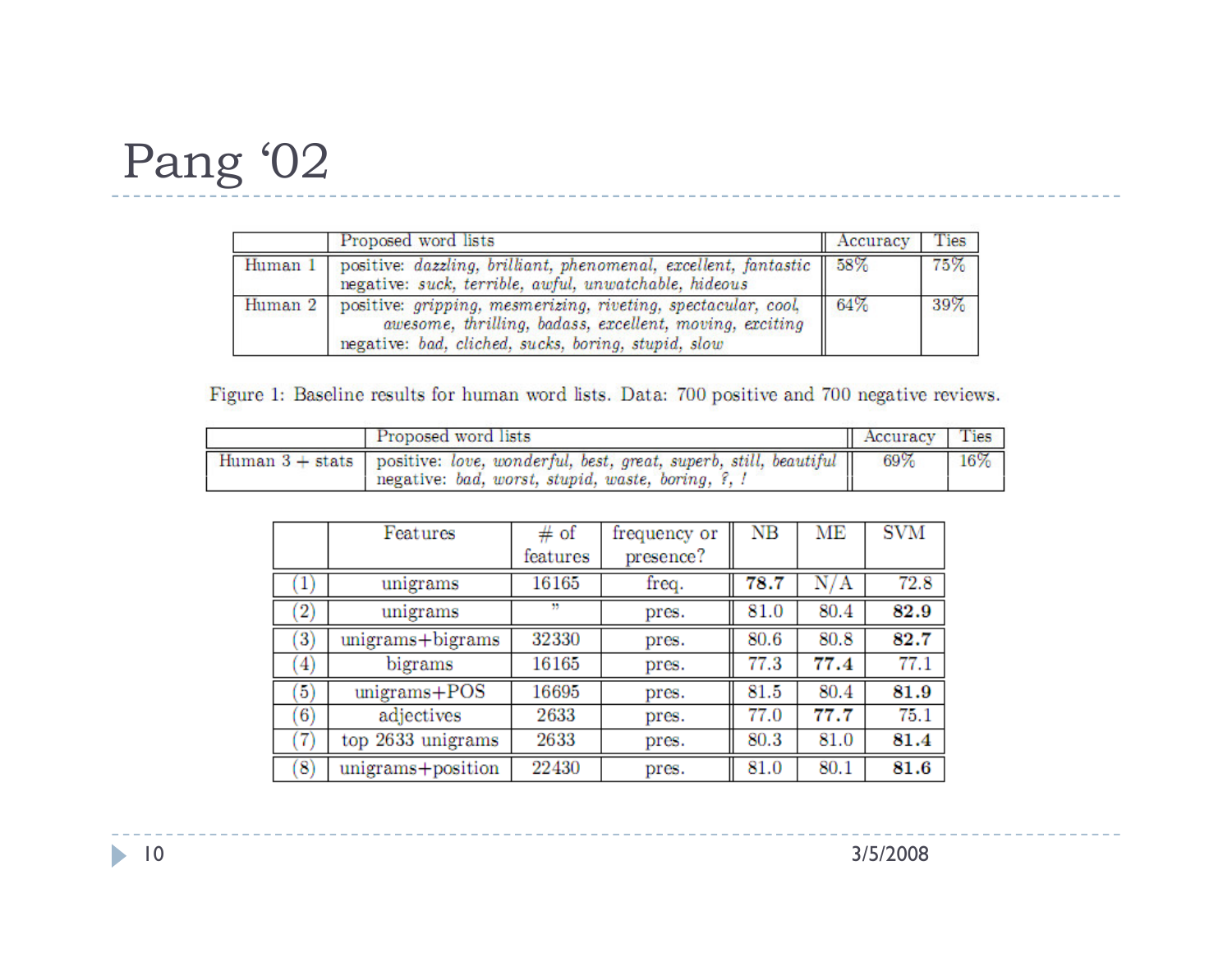# Pang '02

| | Proposed word lists | Accuracy | Ties |
|---|---|---|---|
| Human 1 | positive: *dazzling, brilliant, phenomenal, excellent, fantastic* <br> negative: *suck, terrible, awful, unwatchable, hideous* | 58% | 75% |
| Human 2 | positive: *gripping, mesmerizing, riveting, spectacular, cool, awesome, thrilling, badass, excellent, moving, exciting* <br> negative: *bad, cliched, sucks, boring, stupid, slow* | 64% | 39% |

Figure 1: Baseline results for human word lists. Data: 700 positive and 700 negative reviews.

| | Proposed word lists | Accuracy | Ties |
|---|---|---|---|
| Human 3 + stats | positive: *love, wonderful, best, great, superb, still, beautiful* <br> negative: *bad, worst, stupid, waste, boring, ?, !* | 69% | 16% |

| | Features | # of features | frequency or presence? | NB | ME | SVM |
|---|---|---|---|---|---|---|
| (1) | unigrams | 16165 | freq. | **78.7** | N/A | 72.8 |
| (2) | unigrams | " | pres. | 81.0 | 80.4 | **82.9** |
| (3) | unigrams+bigrams | 32330 | pres. | 80.6 | 80.8 | **82.7** |
| (4) | bigrams | 16165 | pres. | 77.3 | **77.4** | 77.1 |
| (5) | unigrams+POS | 16695 | pres. | 81.5 | 80.4 | **81.9** |
| (6) | adjectives | 2633 | pres. | 77.0 | **77.7** | 75.1 |
| (7) | top 2633 unigrams | 2633 | pres. | 80.3 | 81.0 | **81.4** |
| (8) | unigrams+position | 22430 | pres. | 81.0 | 80.1 | **81.6** |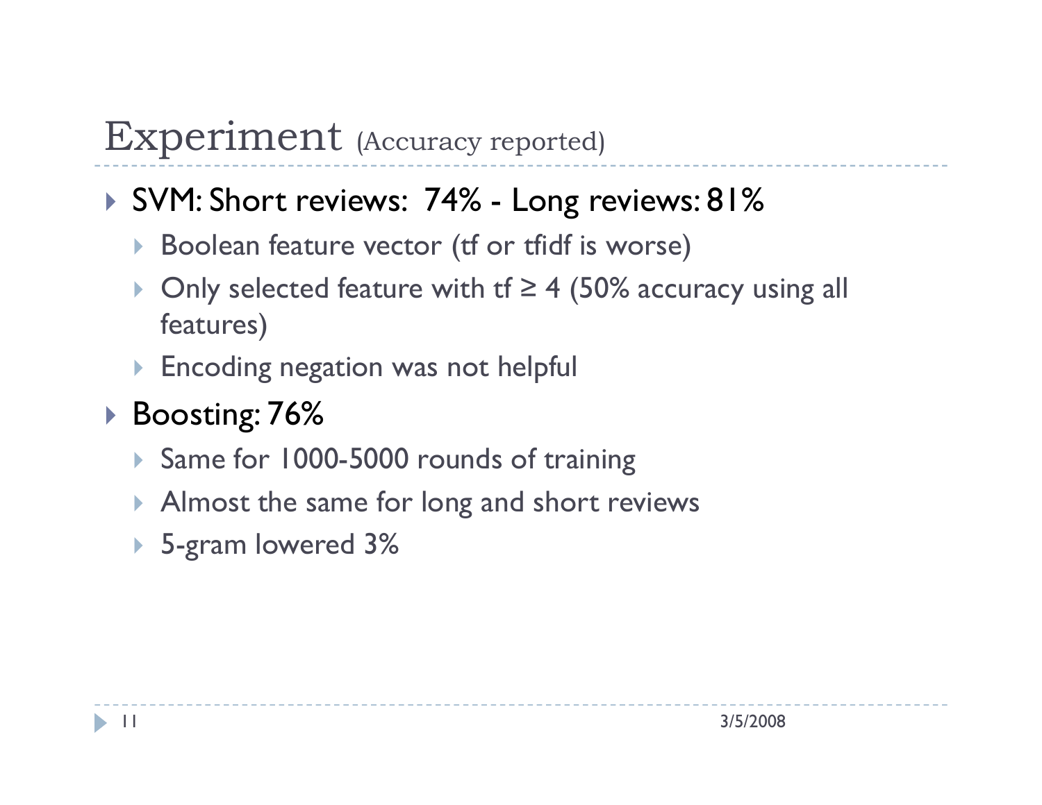# Experiment (Accuracy reported)

- SVM: Short reviews: 74% - Long reviews: 81%
  - Boolean feature vector (tf or tfidf is worse)
  - Only selected feature with tf ≥ 4 (50% accuracy using all features)
  - Encoding negation was not helpful
- Boosting: 76%
  - Same for 1000-5000 rounds of training
  - Almost the same for long and short reviews
  - 5-gram lowered 3%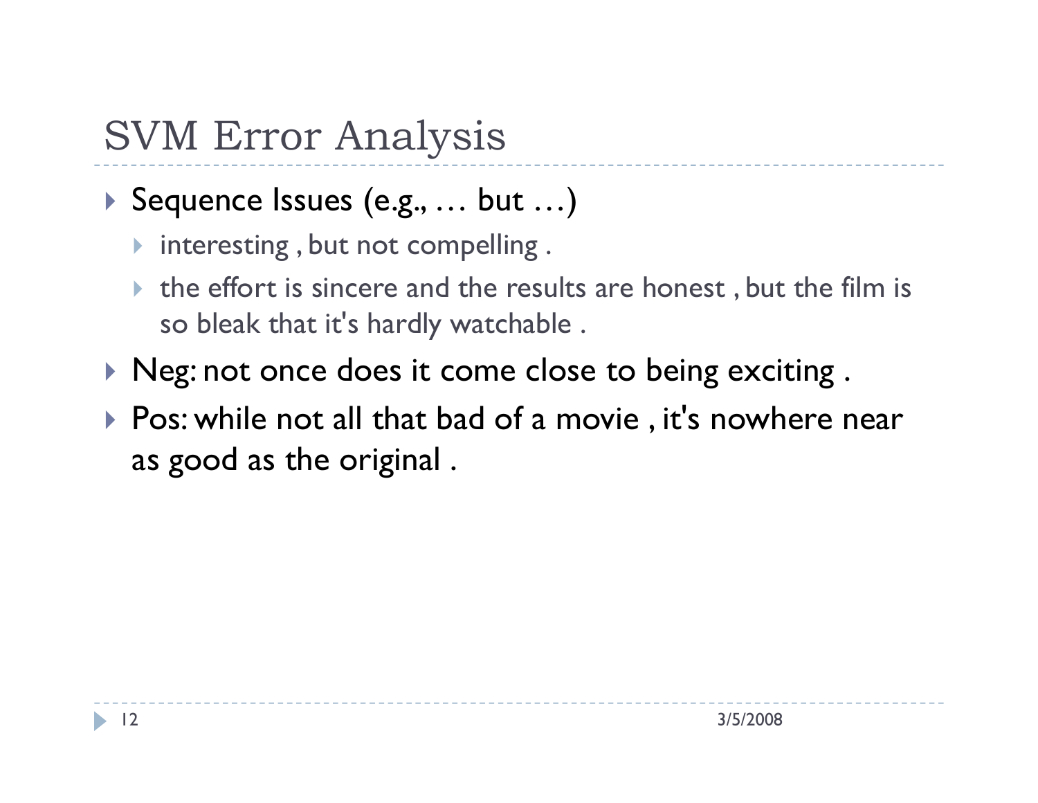# SVM Error Analysis

- Sequence Issues (e.g., … but …)
  - interesting , but not compelling .
  - the effort is sincere and the results are honest , but the film is so bleak that it's hardly watchable .
- Neg: not once does it come close to being exciting .
- Pos: while not all that bad of a movie , it's nowhere near as good as the original .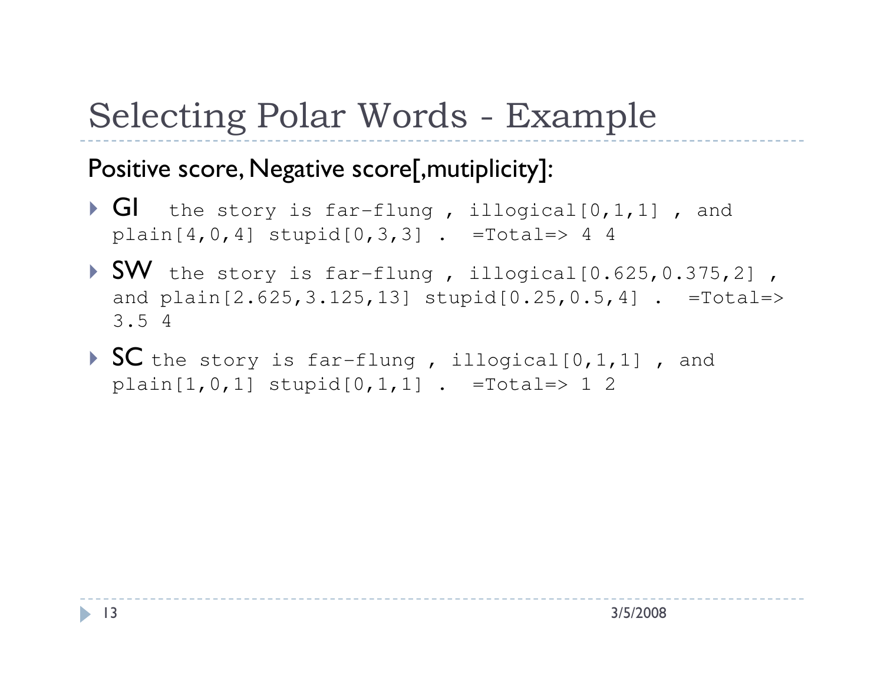# Selecting Polar Words - Example

Positive score, Negative score[,mutiplicity]:

- **GI** `the story is far-flung , illogical[0,1,1] , and plain[4,0,4] stupid[0,3,3] .  =Total=> 4 4`
- **SW** `the story is far-flung , illogical[0.625,0.375,2] , and plain[2.625,3.125,13] stupid[0.25,0.5,4] .  =Total=> 3.5 4`
- **SC** `the story is far-flung , illogical[0,1,1] , and plain[1,0,1] stupid[0,1,1] .  =Total=> 1 2`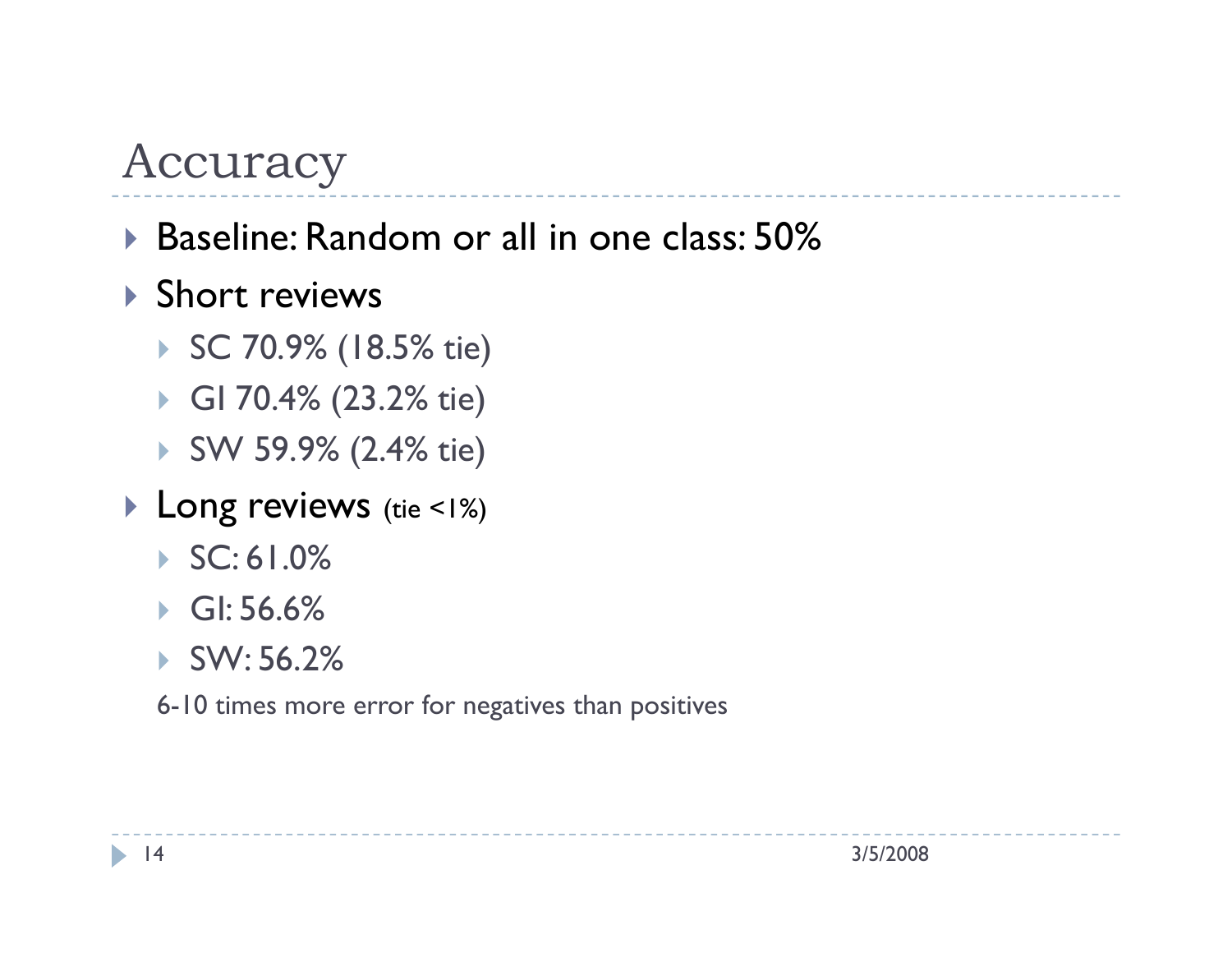# Accuracy

- Baseline: Random or all in one class: 50%
- Short reviews
  - SC 70.9% (18.5% tie)
  - GI 70.4% (23.2% tie)
  - SW 59.9% (2.4% tie)
- Long reviews (tie <1%)
  - SC: 61.0%
  - GI: 56.6%
  - SW: 56.2%

  6-10 times more error for negatives than positives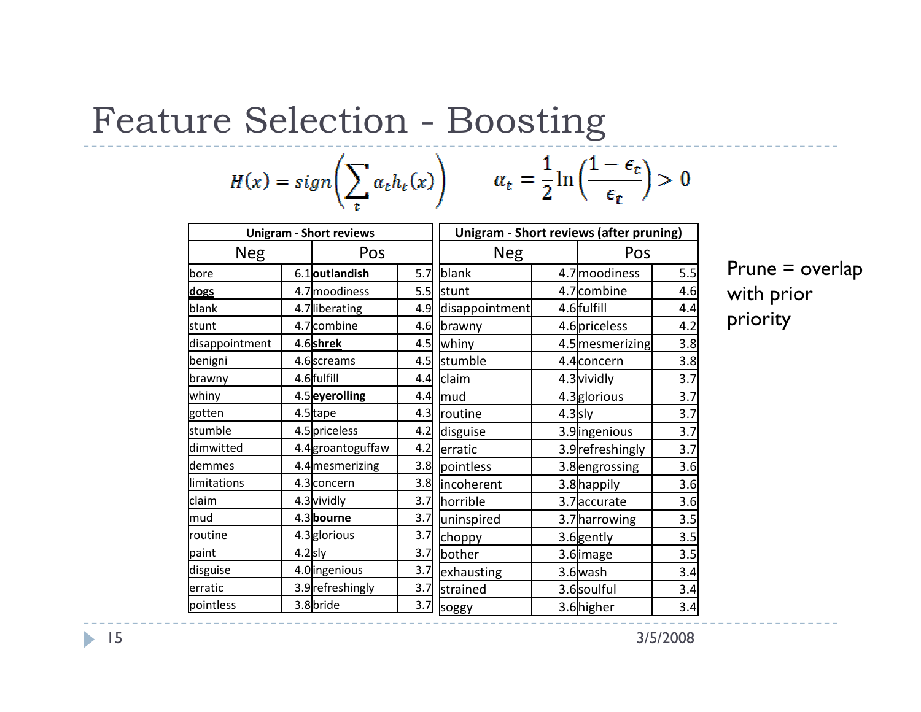# Feature Selection - Boosting

$$H(x) = sign\left(\sum_t \alpha_t h_t(x)\right) \qquad \alpha_t = \frac{1}{2}\ln\left(\frac{1-\epsilon_t}{\epsilon_t}\right) > 0$$

| Unigram - Short reviews | | | |
|---|---|---|---|
| Neg | | Pos | |
| bore | 6.1 | **outlandish** | 5.7 |
| **dogs** | 4.7 | moodiness | 5.5 |
| blank | 4.7 | liberating | 4.9 |
| stunt | 4.7 | combine | 4.6 |
| disappointment | 4.6 | **shrek** | 4.5 |
| benigni | 4.6 | screams | 4.5 |
| brawny | 4.6 | fulfill | 4.4 |
| whiny | 4.5 | **eyerolling** | 4.4 |
| gotten | 4.5 | tape | 4.3 |
| stumble | 4.5 | priceless | 4.2 |
| dimwitted | 4.4 | groantoguffaw | 4.2 |
| demmes | 4.4 | mesmerizing | 3.8 |
| limitations | 4.3 | concern | 3.8 |
| claim | 4.3 | vividly | 3.7 |
| mud | 4.3 | **bourne** | 3.7 |
| routine | 4.3 | glorious | 3.7 |
| paint | 4.2 | sly | 3.7 |
| disguise | 4.0 | ingenious | 3.7 |
| erratic | 3.9 | refreshingly | 3.7 |
| pointless | 3.8 | bride | 3.7 |

| Unigram - Short reviews (after pruning) | | | |
|---|---|---|---|
| Neg | | Pos | |
| blank | 4.7 | moodiness | 5.5 |
| stunt | 4.7 | combine | 4.6 |
| disappointment | 4.6 | fulfill | 4.4 |
| brawny | 4.6 | priceless | 4.2 |
| whiny | 4.5 | mesmerizing | 3.8 |
| stumble | 4.4 | concern | 3.8 |
| claim | 4.3 | vividly | 3.7 |
| mud | 4.3 | glorious | 3.7 |
| routine | 4.3 | sly | 3.7 |
| disguise | 3.9 | ingenious | 3.7 |
| erratic | 3.9 | refreshingly | 3.7 |
| pointless | 3.8 | engrossing | 3.6 |
| incoherent | 3.8 | happily | 3.6 |
| horrible | 3.7 | accurate | 3.6 |
| uninspired | 3.7 | harrowing | 3.5 |
| choppy | 3.6 | gently | 3.5 |
| bother | 3.6 | image | 3.5 |
| exhausting | 3.6 | wash | 3.4 |
| strained | 3.6 | soulful | 3.4 |
| soggy | 3.6 | higher | 3.4 |

Prune = overlap with prior priority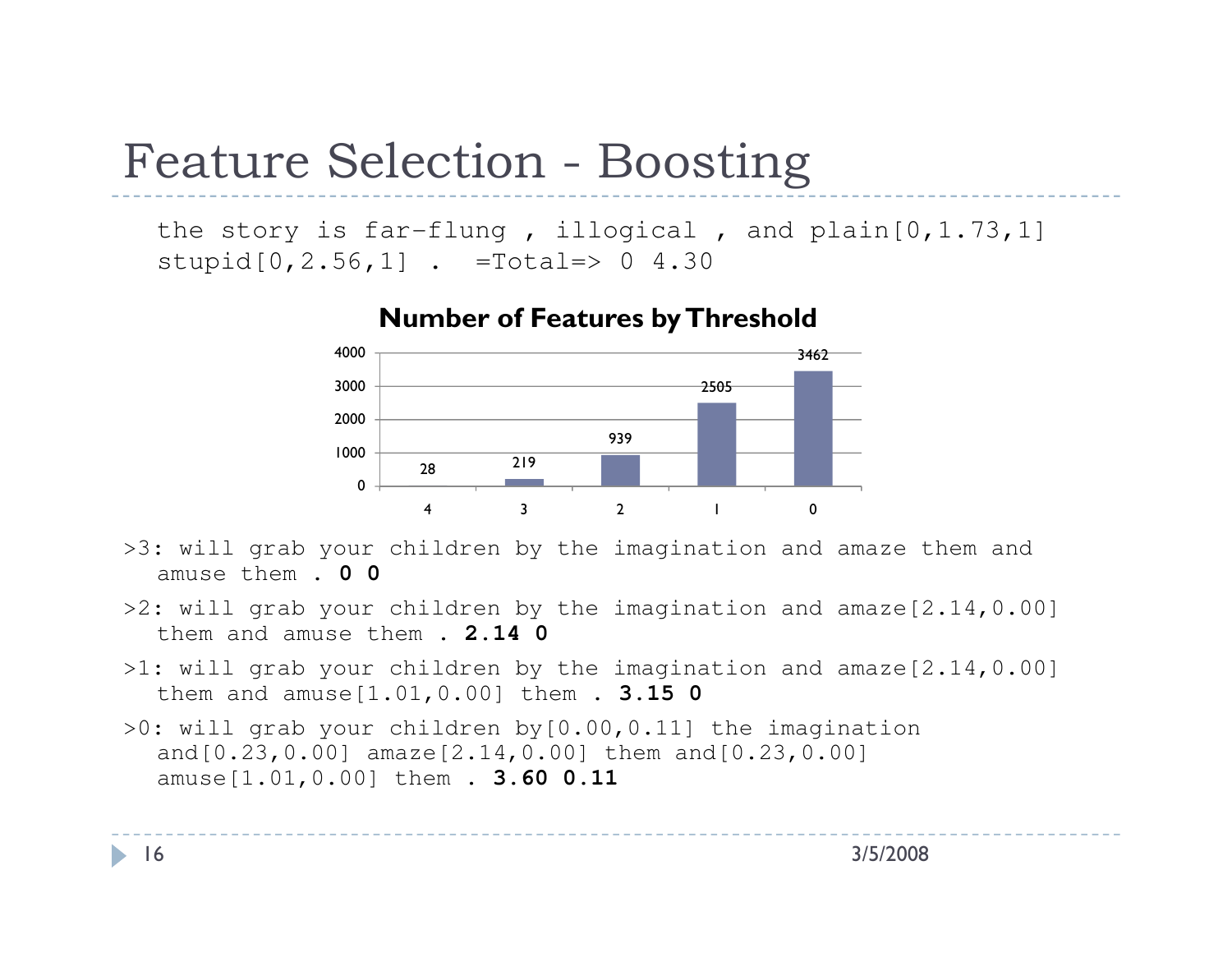# Feature Selection - Boosting

```
the story is far-flung , illogical , and plain[0,1.73,1]
stupid[0,2.56,1] .  =Total=> 0 4.30
```

**Number of Features by Threshold**

| Threshold | Number of Features |
|---|---|
| 4 | 28 |
| 3 | 219 |
| 2 | 939 |
| 1 | 2505 |
| 0 | 3462 |

```
>3: will grab your children by the imagination and amaze them and
   amuse them . 0 0
```

```
>2: will grab your children by the imagination and amaze[2.14,0.00]
   them and amuse them . 2.14 0
```

```
>1: will grab your children by the imagination and amaze[2.14,0.00]
   them and amuse[1.01,0.00] them . 3.15 0
```

```
>0: will grab your children by[0.00,0.11] the imagination
   and[0.23,0.00] amaze[2.14,0.00] them and[0.23,0.00]
   amuse[1.01,0.00] them . 3.60 0.11
```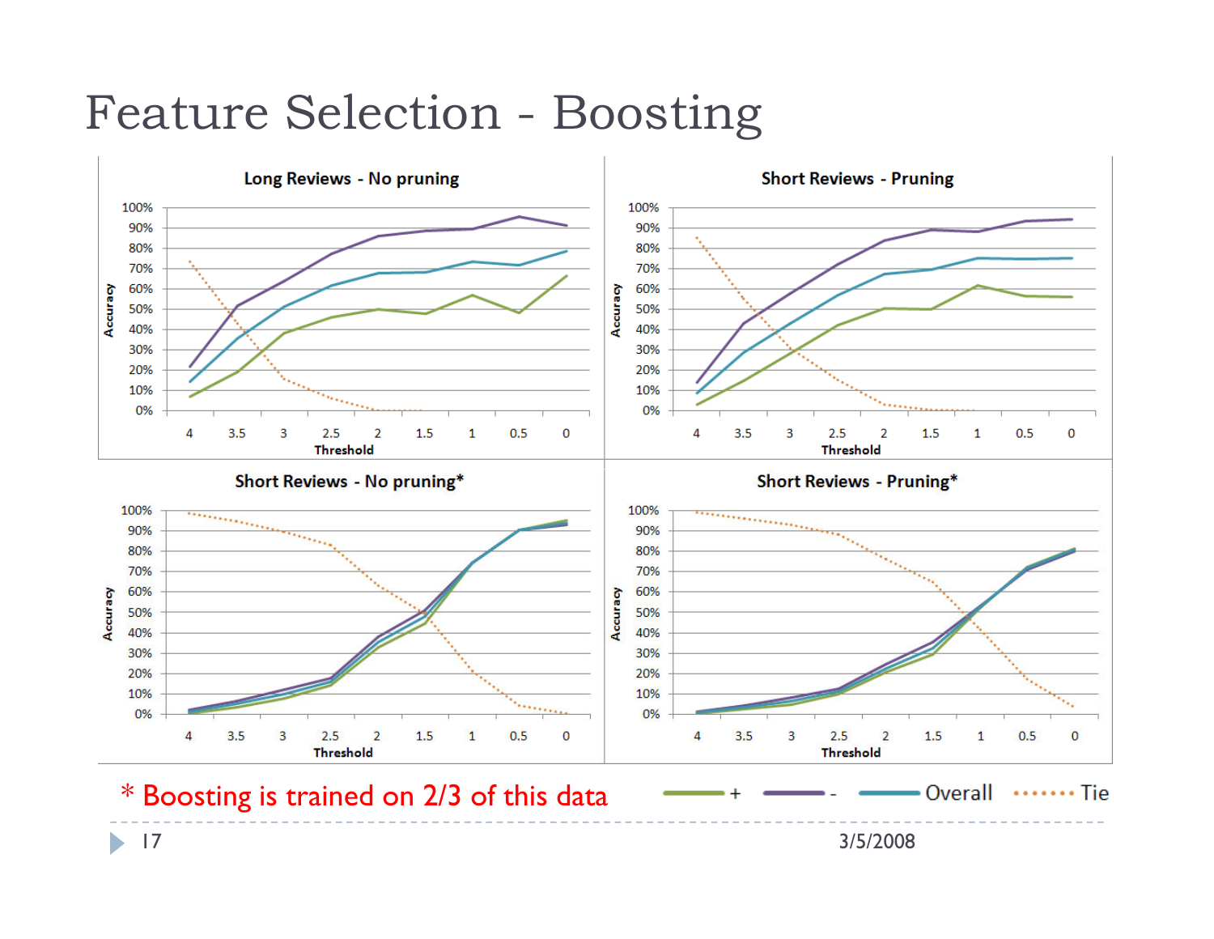# Feature Selection - Boosting

**Long Reviews - No pruning**

**Short Reviews - Pruning**

**Short Reviews - No pruning***

**Short Reviews - Pruning***

Legend: + | - | Overall | Tie

Accuracy vs. Threshold (4, 3.5, 3, 2.5, 2, 1.5, 1, 0.5, 0)

\* Boosting is trained on 2/3 of this data

3/5/2008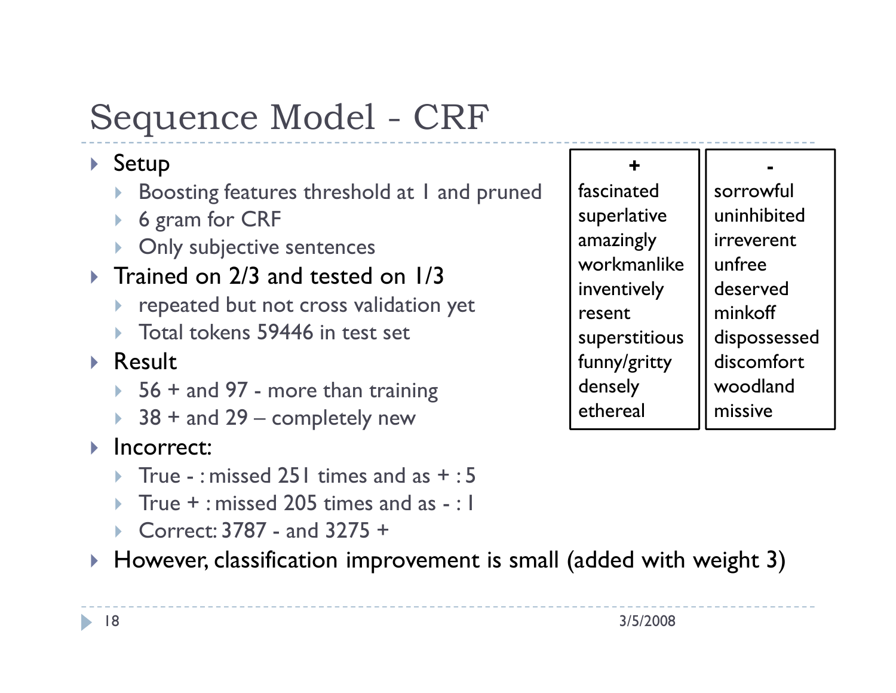# Sequence Model - CRF

- Setup
  - Boosting features threshold at 1 and pruned
  - 6 gram for CRF
  - Only subjective sentences
- Trained on 2/3 and tested on 1/3
  - repeated but not cross validation yet
  - Total tokens 59446 in test set
- Result
  - 56 + and 97 - more than training
  - 38 + and 29 – completely new
- Incorrect:
  - True - : missed 251 times and as + : 5
  - True + : missed 205 times and as - : 1
  - Correct: 3787 - and 3275 +
- However, classification improvement is small (added with weight 3)

| + | - |
|---|---|
| fascinated | sorrowful |
| superlative | uninhibited |
| amazingly | irreverent |
| workmanlike | unfree |
| inventively | deserved |
| resent | minkoff |
| superstitious | dispossessed |
| funny/gritty | discomfort |
| densely | woodland |
| ethereal | missive |

3/5/2008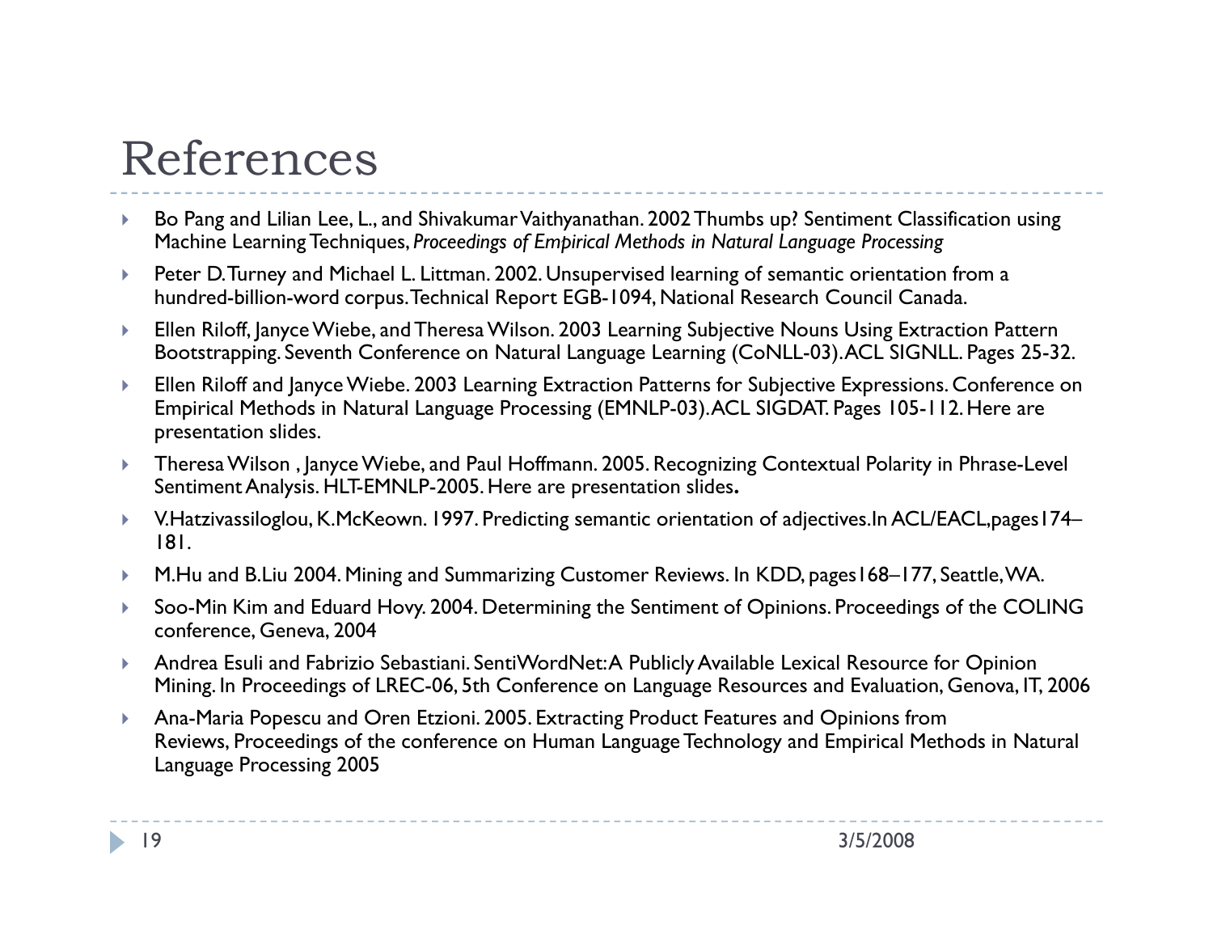# References

- Bo Pang and Lilian Lee, L., and Shivakumar Vaithyanathan. 2002 Thumbs up? Sentiment Classification using Machine Learning Techniques, *Proceedings of Empirical Methods in Natural Language Processing*
- Peter D. Turney and Michael L. Littman. 2002. Unsupervised learning of semantic orientation from a hundred-billion-word corpus. Technical Report EGB-1094, National Research Council Canada.
- Ellen Riloff, Janyce Wiebe, and Theresa Wilson. 2003 Learning Subjective Nouns Using Extraction Pattern Bootstrapping. Seventh Conference on Natural Language Learning (CoNLL-03). ACL SIGNLL. Pages 25-32.
- Ellen Riloff and Janyce Wiebe. 2003 Learning Extraction Patterns for Subjective Expressions. Conference on Empirical Methods in Natural Language Processing (EMNLP-03). ACL SIGDAT. Pages 105-112. Here are presentation slides.
- Theresa Wilson , Janyce Wiebe, and Paul Hoffmann. 2005. Recognizing Contextual Polarity in Phrase-Level Sentiment Analysis. HLT-EMNLP-2005. Here are presentation slides**.**
- V.Hatzivassiloglou, K.McKeown. 1997. Predicting semantic orientation of adjectives.In ACL/EACL,pages174–181.
- M.Hu and B.Liu 2004. Mining and Summarizing Customer Reviews. In KDD, pages168–177, Seattle, WA.
- Soo-Min Kim and Eduard Hovy. 2004. Determining the Sentiment of Opinions. Proceedings of the COLING conference, Geneva, 2004
- Andrea Esuli and Fabrizio Sebastiani. SentiWordNet: A Publicly Available Lexical Resource for Opinion Mining. In Proceedings of LREC-06, 5th Conference on Language Resources and Evaluation, Genova, IT, 2006
- Ana-Maria Popescu and Oren Etzioni. 2005. Extracting Product Features and Opinions from Reviews, Proceedings of the conference on Human Language Technology and Empirical Methods in Natural Language Processing 2005